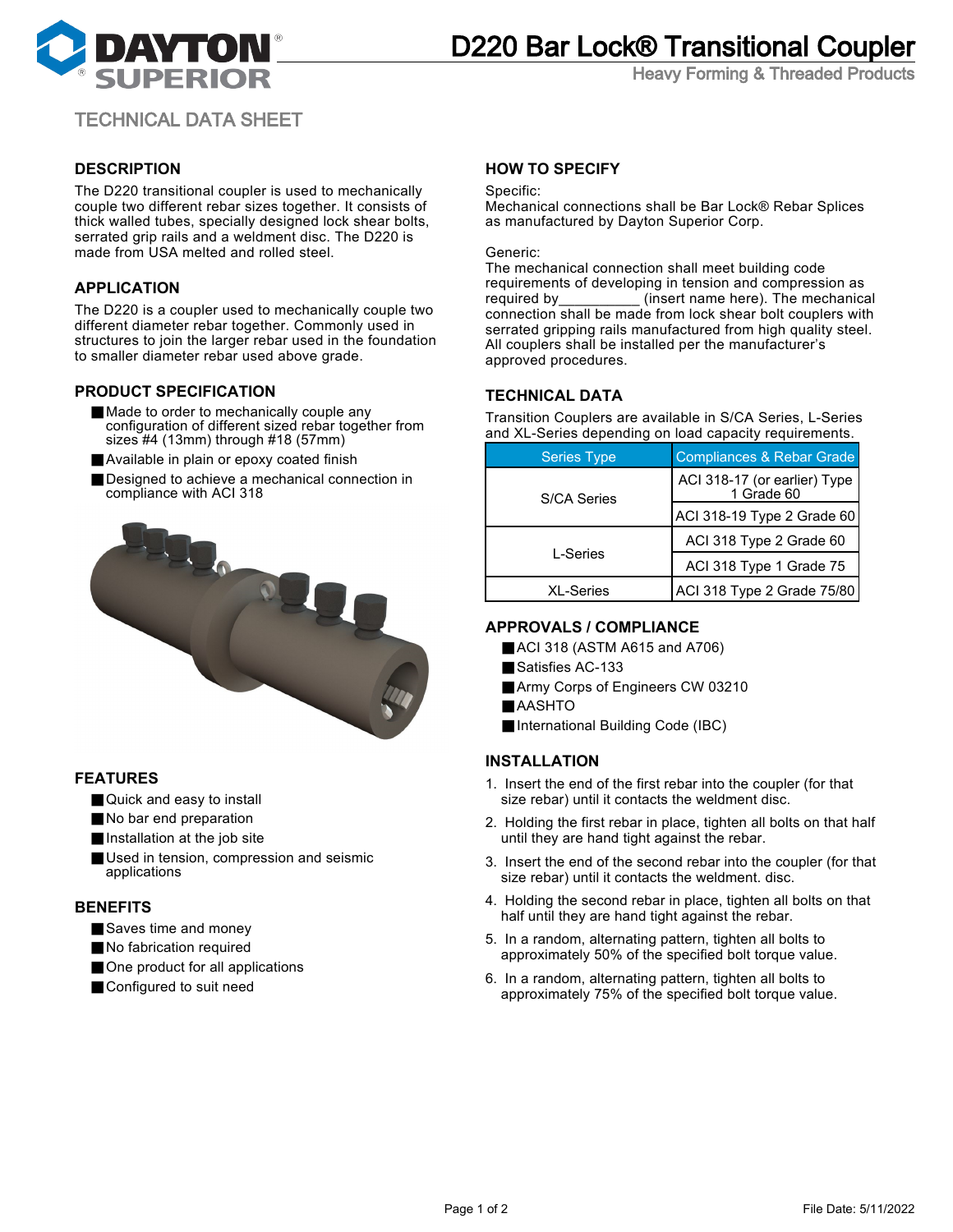# D220 Bar Lock® Transitional Coupler

Heavy Forming & Threaded Products

TECHNICAL DATA SHEET

## DESCRIPTION

The D220 transitional coupler is used to mechanically couple two different rebar sizes together. It consists of thick walled tubes, specially designed lock shear bolts, serrated grip rails and a weldment disc. The D220 is made from USA melted and rolled steel.

## APPLICATION

The D220 is a coupler used to mechanically couple two different diameter rebar together. Commonly used in structures to join the larger rebar used in the foundation to smaller diameter rebar used above grade.

## PRODUCT SPECIFICATION

- Made to order to mechanically couple any configuration of different sized rebar together from sizes #4 (13mm) through #18 (57mm)
- Available in plain or epoxy coated finish
- Designed to achieve a mechanical connection in compliance with ACI 318

## FEATURES

- Quick and easy to install
- No bar end preparation
- Installation at the job site
- Used in tension, compression and seismic applications

## BENEFITS

- Saves time and money
- No fabrication required
- One product for all applications
- Configured to suit need

## HOW TO SPECIFY

Specific:
Mechanical connections shall be Bar Lock® Rebar Splices as manufactured by Dayton Superior Corp.

Generic:
The mechanical connection shall meet building code requirements of developing in tension and compression as required by__________ (insert name here). The mechanical connection shall be made from lock shear bolt couplers with serrated gripping rails manufactured from high quality steel. All couplers shall be installed per the manufacturer's approved procedures.

## TECHNICAL DATA

Transition Couplers are available in S/CA Series, L-Series and XL-Series depending on load capacity requirements.

| Series Type | Compliances & Rebar Grade |
|---|---|
| S/CA Series | ACI 318-17 (or earlier) Type 1 Grade 60 |
| | ACI 318-19 Type 2 Grade 60 |
| L-Series | ACI 318 Type 2 Grade 60 |
| | ACI 318 Type 1 Grade 75 |
| XL-Series | ACI 318 Type 2 Grade 75/80 |

## APPROVALS / COMPLIANCE

- ACI 318 (ASTM A615 and A706)
- Satisfies AC-133
- Army Corps of Engineers CW 03210
- AASHTO
- International Building Code (IBC)

## INSTALLATION

1. Insert the end of the first rebar into the coupler (for that size rebar) until it contacts the weldment disc.
2. Holding the first rebar in place, tighten all bolts on that half until they are hand tight against the rebar.
3. Insert the end of the second rebar into the coupler (for that size rebar) until it contacts the weldment. disc.
4. Holding the second rebar in place, tighten all bolts on that half until they are hand tight against the rebar.
5. In a random, alternating pattern, tighten all bolts to approximately 50% of the specified bolt torque value.
6. In a random, alternating pattern, tighten all bolts to approximately 75% of the specified bolt torque value.

File Date: 5/11/2022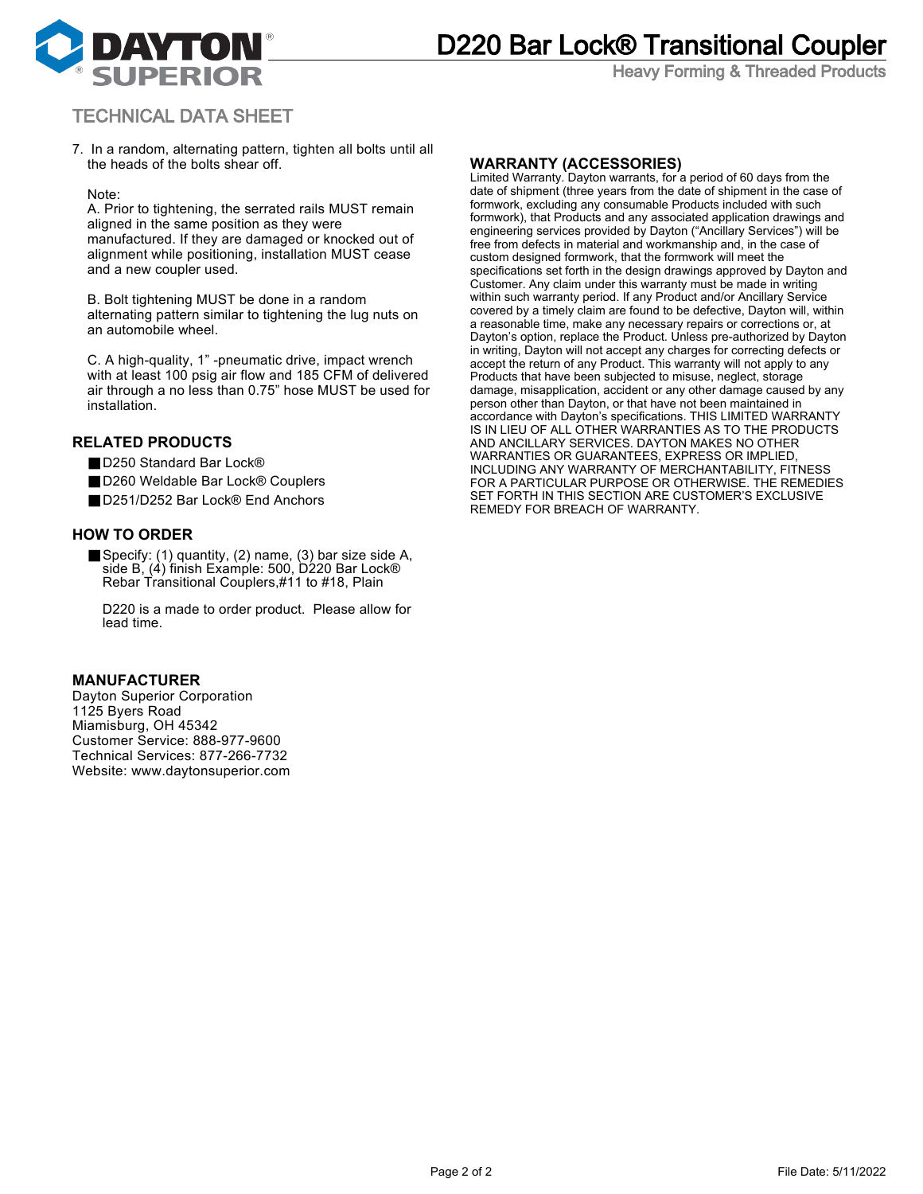# D220 Bar Lock® Transitional Coupler

Heavy Forming & Threaded Products

## TECHNICAL DATA SHEET

7. In a random, alternating pattern, tighten all bolts until all the heads of the bolts shear off.

   Note:
   A. Prior to tightening, the serrated rails MUST remain aligned in the same position as they were manufactured. If they are damaged or knocked out of alignment while positioning, installation MUST cease and a new coupler used.

   B. Bolt tightening MUST be done in a random alternating pattern similar to tightening the lug nuts on an automobile wheel.

   C. A high-quality, 1" -pneumatic drive, impact wrench with at least 100 psig air flow and 185 CFM of delivered air through a no less than 0.75" hose MUST be used for installation.

### RELATED PRODUCTS

- D250 Standard Bar Lock®
- D260 Weldable Bar Lock® Couplers
- D251/D252 Bar Lock® End Anchors

### HOW TO ORDER

- Specify: (1) quantity, (2) name, (3) bar size side A, side B, (4) finish Example: 500, D220 Bar Lock® Rebar Transitional Couplers,#11 to #18, Plain

  D220 is a made to order product. Please allow for lead time.

### MANUFACTURER

Dayton Superior Corporation
1125 Byers Road
Miamisburg, OH 45342
Customer Service: 888-977-9600
Technical Services: 877-266-7732
Website: www.daytonsuperior.com

### WARRANTY (ACCESSORIES)

Limited Warranty. Dayton warrants, for a period of 60 days from the date of shipment (three years from the date of shipment in the case of formwork, excluding any consumable Products included with such formwork), that Products and any associated application drawings and engineering services provided by Dayton ("Ancillary Services") will be free from defects in material and workmanship and, in the case of custom designed formwork, that the formwork will meet the specifications set forth in the design drawings approved by Dayton and Customer. Any claim under this warranty must be made in writing within such warranty period. If any Product and/or Ancillary Service covered by a timely claim are found to be defective, Dayton will, within a reasonable time, make any necessary repairs or corrections or, at Dayton's option, replace the Product. Unless pre-authorized by Dayton in writing, Dayton will not accept any charges for correcting defects or accept the return of any Product. This warranty will not apply to any Products that have been subjected to misuse, neglect, storage damage, misapplication, accident or any other damage caused by any person other than Dayton, or that have not been maintained in accordance with Dayton's specifications. THIS LIMITED WARRANTY IS IN LIEU OF ALL OTHER WARRANTIES AS TO THE PRODUCTS AND ANCILLARY SERVICES. DAYTON MAKES NO OTHER WARRANTIES OR GUARANTEES, EXPRESS OR IMPLIED, INCLUDING ANY WARRANTY OF MERCHANTABILITY, FITNESS FOR A PARTICULAR PURPOSE OR OTHERWISE. THE REMEDIES SET FORTH IN THIS SECTION ARE CUSTOMER'S EXCLUSIVE REMEDY FOR BREACH OF WARRANTY.

File Date: 5/11/2022